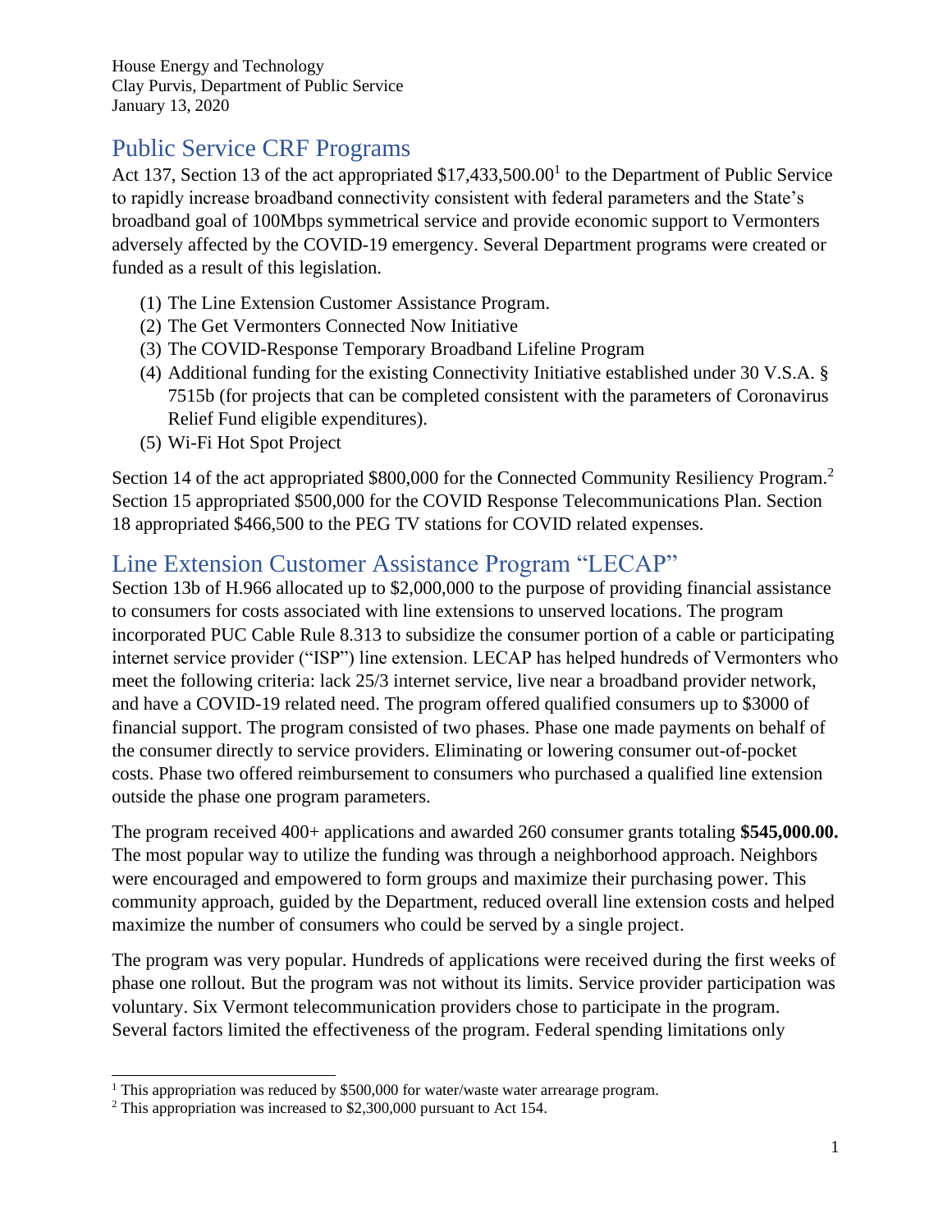House Energy and Technology
Clay Purvis, Department of Public Service
January 13, 2020

## Public Service CRF Programs

Act 137, Section 13 of the act appropriated $17,433,500.00[1] to the Department of Public Service to rapidly increase broadband connectivity consistent with federal parameters and the State's broadband goal of 100Mbps symmetrical service and provide economic support to Vermonters adversely affected by the COVID-19 emergency. Several Department programs were created or funded as a result of this legislation.

(1) The Line Extension Customer Assistance Program.
(2) The Get Vermonters Connected Now Initiative
(3) The COVID-Response Temporary Broadband Lifeline Program
(4) Additional funding for the existing Connectivity Initiative established under 30 V.S.A. § 7515b (for projects that can be completed consistent with the parameters of Coronavirus Relief Fund eligible expenditures).
(5) Wi-Fi Hot Spot Project

Section 14 of the act appropriated $800,000 for the Connected Community Resiliency Program.[2] Section 15 appropriated $500,000 for the COVID Response Telecommunications Plan. Section 18 appropriated $466,500 to the PEG TV stations for COVID related expenses.

## Line Extension Customer Assistance Program "LECAP"

Section 13b of H.966 allocated up to $2,000,000 to the purpose of providing financial assistance to consumers for costs associated with line extensions to unserved locations. The program incorporated PUC Cable Rule 8.313 to subsidize the consumer portion of a cable or participating internet service provider ("ISP") line extension. LECAP has helped hundreds of Vermonters who meet the following criteria: lack 25/3 internet service, live near a broadband provider network, and have a COVID-19 related need. The program offered qualified consumers up to $3000 of financial support. The program consisted of two phases. Phase one made payments on behalf of the consumer directly to service providers. Eliminating or lowering consumer out-of-pocket costs. Phase two offered reimbursement to consumers who purchased a qualified line extension outside the phase one program parameters.

The program received 400+ applications and awarded 260 consumer grants totaling **$545,000.00.** The most popular way to utilize the funding was through a neighborhood approach. Neighbors were encouraged and empowered to form groups and maximize their purchasing power. This community approach, guided by the Department, reduced overall line extension costs and helped maximize the number of consumers who could be served by a single project.

The program was very popular. Hundreds of applications were received during the first weeks of phase one rollout. But the program was not without its limits. Service provider participation was voluntary. Six Vermont telecommunication providers chose to participate in the program. Several factors limited the effectiveness of the program. Federal spending limitations only

[1] This appropriation was reduced by $500,000 for water/waste water arrearage program.

[2] This appropriation was increased to $2,300,000 pursuant to Act 154.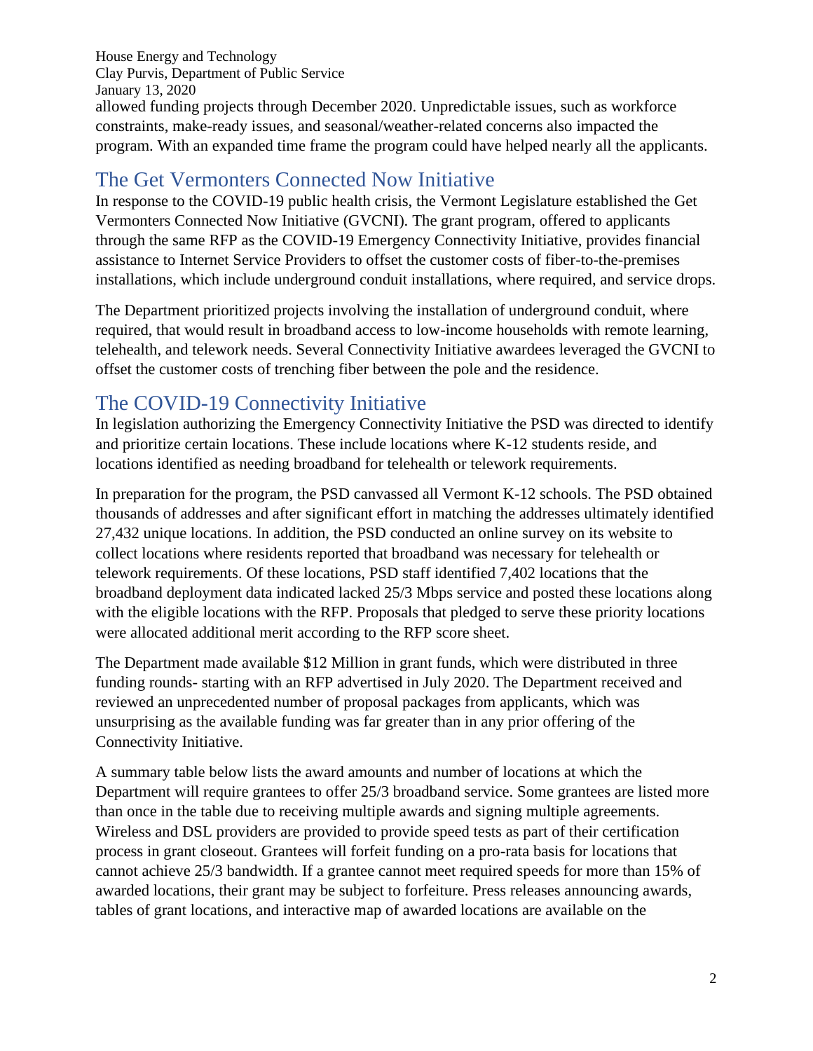allowed funding projects through December 2020. Unpredictable issues, such as workforce constraints, make-ready issues, and seasonal/weather-related concerns also impacted the program. With an expanded time frame the program could have helped nearly all the applicants.

## The Get Vermonters Connected Now Initiative

In response to the COVID-19 public health crisis, the Vermont Legislature established the Get Vermonters Connected Now Initiative (GVCNI). The grant program, offered to applicants through the same RFP as the COVID-19 Emergency Connectivity Initiative, provides financial assistance to Internet Service Providers to offset the customer costs of fiber-to-the-premises installations, which include underground conduit installations, where required, and service drops.

The Department prioritized projects involving the installation of underground conduit, where required, that would result in broadband access to low-income households with remote learning, telehealth, and telework needs. Several Connectivity Initiative awardees leveraged the GVCNI to offset the customer costs of trenching fiber between the pole and the residence.

## The COVID-19 Connectivity Initiative

In legislation authorizing the Emergency Connectivity Initiative the PSD was directed to identify and prioritize certain locations. These include locations where K-12 students reside, and locations identified as needing broadband for telehealth or telework requirements.

In preparation for the program, the PSD canvassed all Vermont K-12 schools. The PSD obtained thousands of addresses and after significant effort in matching the addresses ultimately identified 27,432 unique locations. In addition, the PSD conducted an online survey on its website to collect locations where residents reported that broadband was necessary for telehealth or telework requirements. Of these locations, PSD staff identified 7,402 locations that the broadband deployment data indicated lacked 25/3 Mbps service and posted these locations along with the eligible locations with the RFP. Proposals that pledged to serve these priority locations were allocated additional merit according to the RFP score sheet.

The Department made available $12 Million in grant funds, which were distributed in three funding rounds- starting with an RFP advertised in July 2020. The Department received and reviewed an unprecedented number of proposal packages from applicants, which was unsurprising as the available funding was far greater than in any prior offering of the Connectivity Initiative.

A summary table below lists the award amounts and number of locations at which the Department will require grantees to offer 25/3 broadband service. Some grantees are listed more than once in the table due to receiving multiple awards and signing multiple agreements. Wireless and DSL providers are provided to provide speed tests as part of their certification process in grant closeout. Grantees will forfeit funding on a pro-rata basis for locations that cannot achieve 25/3 bandwidth. If a grantee cannot meet required speeds for more than 15% of awarded locations, their grant may be subject to forfeiture. Press releases announcing awards, tables of grant locations, and interactive map of awarded locations are available on the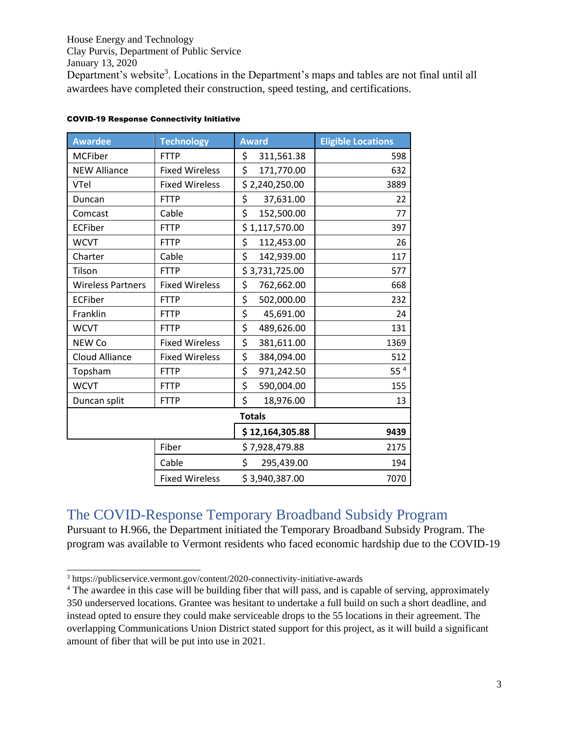Department's website[3]. Locations in the Department's maps and tables are not final until all awardees have completed their construction, speed testing, and certifications.

**COVID-19 Response Connectivity Initiative**

| Awardee | Technology | Award | Eligible Locations |
|---|---|---|---|
| MCFiber | FTTP | $ 311,561.38 | 598 |
| NEW Alliance | Fixed Wireless | $ 171,770.00 | 632 |
| VTel | Fixed Wireless | $ 2,240,250.00 | 3889 |
| Duncan | FTTP | $ 37,631.00 | 22 |
| Comcast | Cable | $ 152,500.00 | 77 |
| ECFiber | FTTP | $ 1,117,570.00 | 397 |
| WCVT | FTTP | $ 112,453.00 | 26 |
| Charter | Cable | $ 142,939.00 | 117 |
| Tilson | FTTP | $ 3,731,725.00 | 577 |
| Wireless Partners | Fixed Wireless | $ 762,662.00 | 668 |
| ECFiber | FTTP | $ 502,000.00 | 232 |
| Franklin | FTTP | $ 45,691.00 | 24 |
| WCVT | FTTP | $ 489,626.00 | 131 |
| NEW Co | Fixed Wireless | $ 381,611.00 | 1369 |
| Cloud Alliance | Fixed Wireless | $ 384,094.00 | 512 |
| Topsham | FTTP | $ 971,242.50 | 55 [4] |
| WCVT | FTTP | $ 590,004.00 | 155 |
| Duncan split | FTTP | $ 18,976.00 | 13 |
| | | **Totals** | |
| | | **$ 12,164,305.88** | **9439** |
| | Fiber | $ 7,928,479.88 | 2175 |
| | Cable | $ 295,439.00 | 194 |
| | Fixed Wireless | $ 3,940,387.00 | 7070 |

## The COVID-Response Temporary Broadband Subsidy Program

Pursuant to H.966, the Department initiated the Temporary Broadband Subsidy Program. The program was available to Vermont residents who faced economic hardship due to the COVID-19

---

[3] https://publicservice.vermont.gov/content/2020-connectivity-initiative-awards

[4] The awardee in this case will be building fiber that will pass, and is capable of serving, approximately 350 underserved locations. Grantee was hesitant to undertake a full build on such a short deadline, and instead opted to ensure they could make serviceable drops to the 55 locations in their agreement. The overlapping Communications Union District stated support for this project, as it will build a significant amount of fiber that will be put into use in 2021.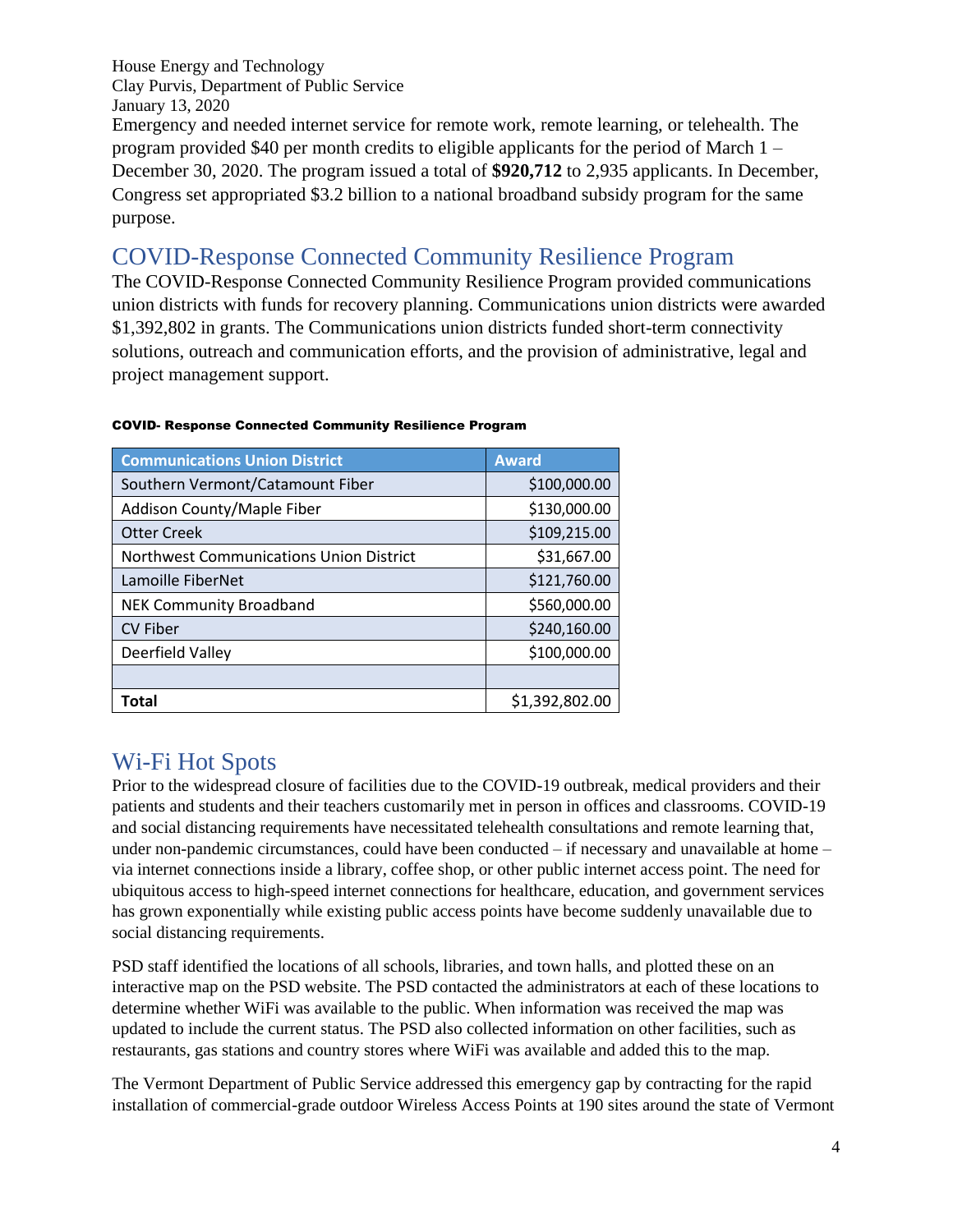Emergency and needed internet service for remote work, remote learning, or telehealth. The program provided $40 per month credits to eligible applicants for the period of March 1 – December 30, 2020. The program issued a total of **$920,712** to 2,935 applicants. In December, Congress set appropriated $3.2 billion to a national broadband subsidy program for the same purpose.

## COVID-Response Connected Community Resilience Program

The COVID-Response Connected Community Resilience Program provided communications union districts with funds for recovery planning. Communications union districts were awarded $1,392,802 in grants. The Communications union districts funded short-term connectivity solutions, outreach and communication efforts, and the provision of administrative, legal and project management support.

**COVID- Response Connected Community Resilience Program**

| Communications Union District | Award |
|---|---|
| Southern Vermont/Catamount Fiber | $100,000.00 |
| Addison County/Maple Fiber | $130,000.00 |
| Otter Creek | $109,215.00 |
| Northwest Communications Union District | $31,667.00 |
| Lamoille FiberNet | $121,760.00 |
| NEK Community Broadband | $560,000.00 |
| CV Fiber | $240,160.00 |
| Deerfield Valley | $100,000.00 |
| | |
| **Total** | $1,392,802.00 |

## Wi-Fi Hot Spots

Prior to the widespread closure of facilities due to the COVID-19 outbreak, medical providers and their patients and students and their teachers customarily met in person in offices and classrooms. COVID-19 and social distancing requirements have necessitated telehealth consultations and remote learning that, under non-pandemic circumstances, could have been conducted – if necessary and unavailable at home – via internet connections inside a library, coffee shop, or other public internet access point. The need for ubiquitous access to high-speed internet connections for healthcare, education, and government services has grown exponentially while existing public access points have become suddenly unavailable due to social distancing requirements.

PSD staff identified the locations of all schools, libraries, and town halls, and plotted these on an interactive map on the PSD website. The PSD contacted the administrators at each of these locations to determine whether WiFi was available to the public. When information was received the map was updated to include the current status. The PSD also collected information on other facilities, such as restaurants, gas stations and country stores where WiFi was available and added this to the map.

The Vermont Department of Public Service addressed this emergency gap by contracting for the rapid installation of commercial-grade outdoor Wireless Access Points at 190 sites around the state of Vermont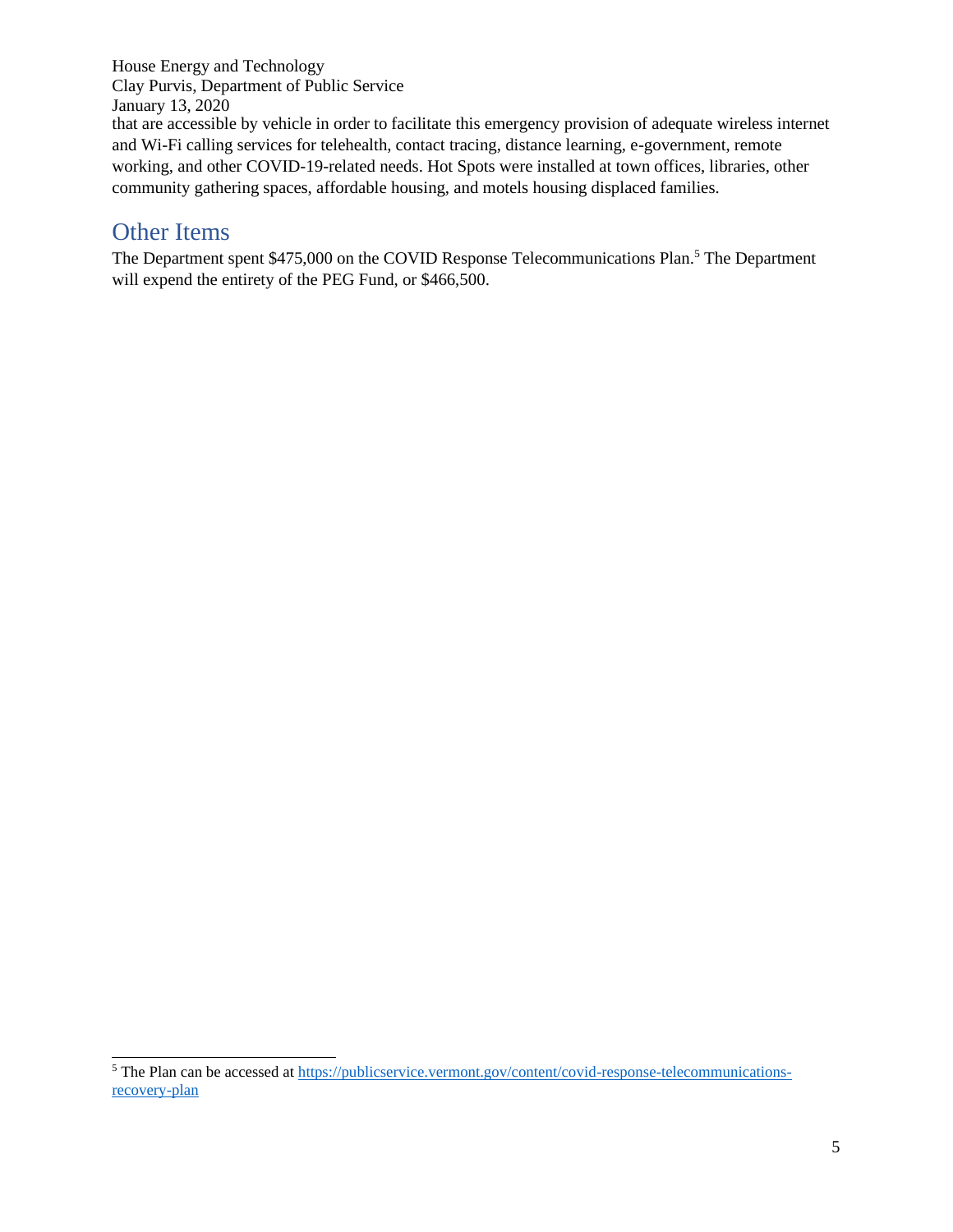that are accessible by vehicle in order to facilitate this emergency provision of adequate wireless internet and Wi-Fi calling services for telehealth, contact tracing, distance learning, e-government, remote working, and other COVID-19-related needs. Hot Spots were installed at town offices, libraries, other community gathering spaces, affordable housing, and motels housing displaced families.

## Other Items

The Department spent $475,000 on the COVID Response Telecommunications Plan.[5] The Department will expend the entirety of the PEG Fund, or $466,500.

---

[5] The Plan can be accessed at https://publicservice.vermont.gov/content/covid-response-telecommunications-recovery-plan